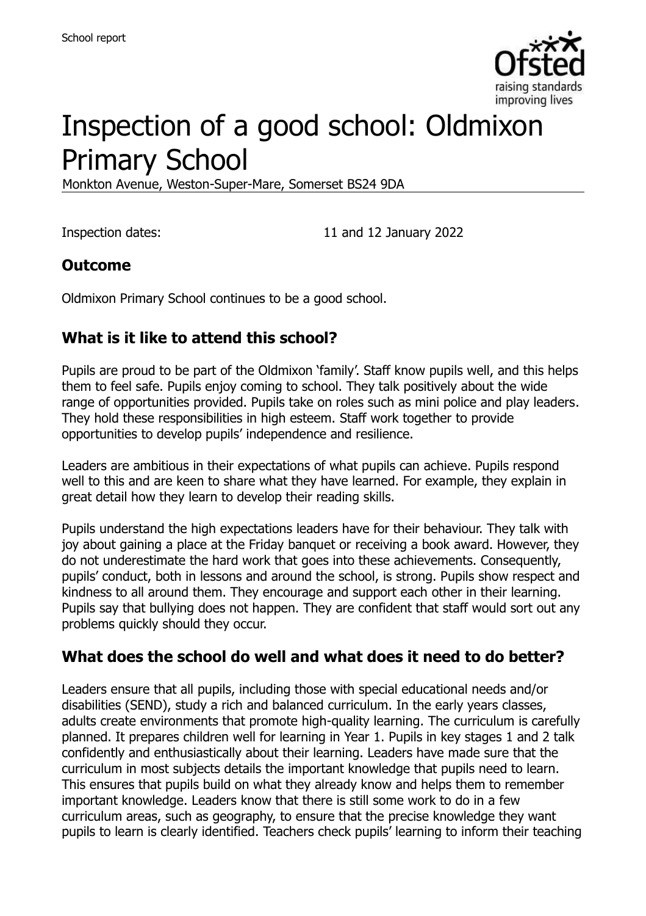School report

# Inspection of a good school: Oldmixon Primary School

Monkton Avenue, Weston-Super-Mare, Somerset BS24 9DA

Inspection dates: 11 and 12 January 2022

## Outcome

Oldmixon Primary School continues to be a good school.

## What is it like to attend this school?

Pupils are proud to be part of the Oldmixon 'family'. Staff know pupils well, and this helps them to feel safe. Pupils enjoy coming to school. They talk positively about the wide range of opportunities provided. Pupils take on roles such as mini police and play leaders. They hold these responsibilities in high esteem. Staff work together to provide opportunities to develop pupils' independence and resilience.

Leaders are ambitious in their expectations of what pupils can achieve. Pupils respond well to this and are keen to share what they have learned. For example, they explain in great detail how they learn to develop their reading skills.

Pupils understand the high expectations leaders have for their behaviour. They talk with joy about gaining a place at the Friday banquet or receiving a book award. However, they do not underestimate the hard work that goes into these achievements. Consequently, pupils' conduct, both in lessons and around the school, is strong. Pupils show respect and kindness to all around them. They encourage and support each other in their learning. Pupils say that bullying does not happen. They are confident that staff would sort out any problems quickly should they occur.

## What does the school do well and what does it need to do better?

Leaders ensure that all pupils, including those with special educational needs and/or disabilities (SEND), study a rich and balanced curriculum. In the early years classes, adults create environments that promote high-quality learning. The curriculum is carefully planned. It prepares children well for learning in Year 1. Pupils in key stages 1 and 2 talk confidently and enthusiastically about their learning. Leaders have made sure that the curriculum in most subjects details the important knowledge that pupils need to learn. This ensures that pupils build on what they already know and helps them to remember important knowledge. Leaders know that there is still some work to do in a few curriculum areas, such as geography, to ensure that the precise knowledge they want pupils to learn is clearly identified. Teachers check pupils' learning to inform their teaching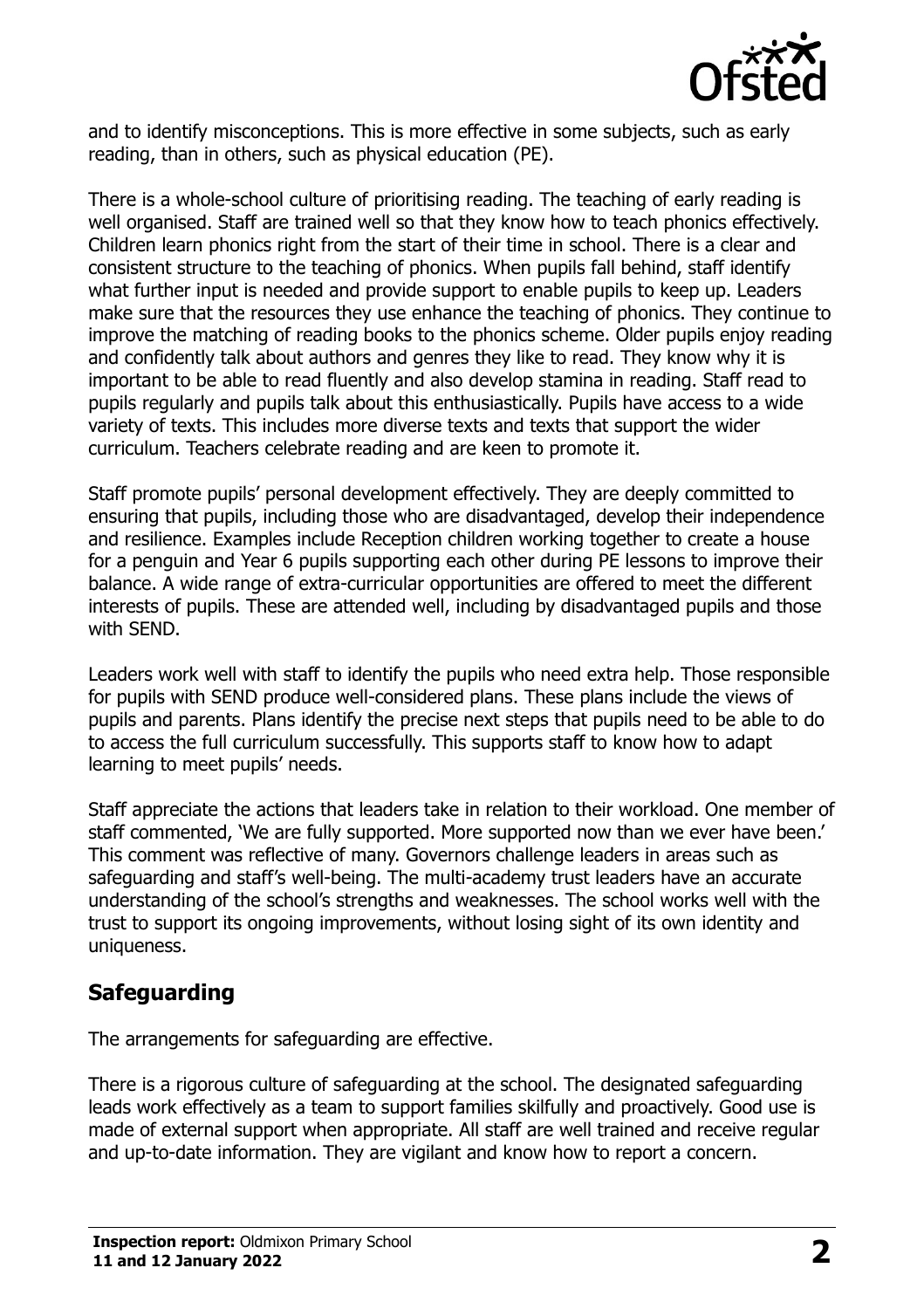and to identify misconceptions. This is more effective in some subjects, such as early reading, than in others, such as physical education (PE).

There is a whole-school culture of prioritising reading. The teaching of early reading is well organised. Staff are trained well so that they know how to teach phonics effectively. Children learn phonics right from the start of their time in school. There is a clear and consistent structure to the teaching of phonics. When pupils fall behind, staff identify what further input is needed and provide support to enable pupils to keep up. Leaders make sure that the resources they use enhance the teaching of phonics. They continue to improve the matching of reading books to the phonics scheme. Older pupils enjoy reading and confidently talk about authors and genres they like to read. They know why it is important to be able to read fluently and also develop stamina in reading. Staff read to pupils regularly and pupils talk about this enthusiastically. Pupils have access to a wide variety of texts. This includes more diverse texts and texts that support the wider curriculum. Teachers celebrate reading and are keen to promote it.

Staff promote pupils' personal development effectively. They are deeply committed to ensuring that pupils, including those who are disadvantaged, develop their independence and resilience. Examples include Reception children working together to create a house for a penguin and Year 6 pupils supporting each other during PE lessons to improve their balance. A wide range of extra-curricular opportunities are offered to meet the different interests of pupils. These are attended well, including by disadvantaged pupils and those with SEND.

Leaders work well with staff to identify the pupils who need extra help. Those responsible for pupils with SEND produce well-considered plans. These plans include the views of pupils and parents. Plans identify the precise next steps that pupils need to be able to do to access the full curriculum successfully. This supports staff to know how to adapt learning to meet pupils' needs.

Staff appreciate the actions that leaders take in relation to their workload. One member of staff commented, 'We are fully supported. More supported now than we ever have been.' This comment was reflective of many. Governors challenge leaders in areas such as safeguarding and staff's well-being. The multi-academy trust leaders have an accurate understanding of the school's strengths and weaknesses. The school works well with the trust to support its ongoing improvements, without losing sight of its own identity and uniqueness.

## Safeguarding

The arrangements for safeguarding are effective.

There is a rigorous culture of safeguarding at the school. The designated safeguarding leads work effectively as a team to support families skilfully and proactively. Good use is made of external support when appropriate. All staff are well trained and receive regular and up-to-date information. They are vigilant and know how to report a concern.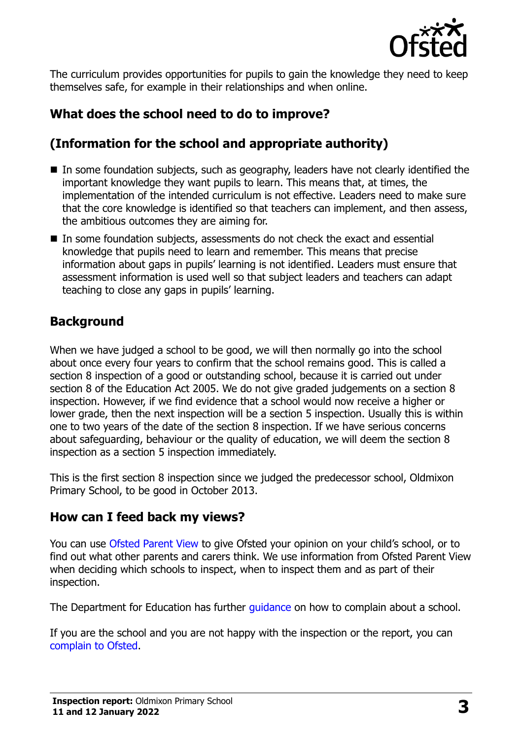The curriculum provides opportunities for pupils to gain the knowledge they need to keep themselves safe, for example in their relationships and when online.

## What does the school need to do to improve?

## (Information for the school and appropriate authority)

- In some foundation subjects, such as geography, leaders have not clearly identified the important knowledge they want pupils to learn. This means that, at times, the implementation of the intended curriculum is not effective. Leaders need to make sure that the core knowledge is identified so that teachers can implement, and then assess, the ambitious outcomes they are aiming for.
- In some foundation subjects, assessments do not check the exact and essential knowledge that pupils need to learn and remember. This means that precise information about gaps in pupils' learning is not identified. Leaders must ensure that assessment information is used well so that subject leaders and teachers can adapt teaching to close any gaps in pupils' learning.

## Background

When we have judged a school to be good, we will then normally go into the school about once every four years to confirm that the school remains good. This is called a section 8 inspection of a good or outstanding school, because it is carried out under section 8 of the Education Act 2005. We do not give graded judgements on a section 8 inspection. However, if we find evidence that a school would now receive a higher or lower grade, then the next inspection will be a section 5 inspection. Usually this is within one to two years of the date of the section 8 inspection. If we have serious concerns about safeguarding, behaviour or the quality of education, we will deem the section 8 inspection as a section 5 inspection immediately.

This is the first section 8 inspection since we judged the predecessor school, Oldmixon Primary School, to be good in October 2013.

## How can I feed back my views?

You can use Ofsted Parent View to give Ofsted your opinion on your child's school, or to find out what other parents and carers think. We use information from Ofsted Parent View when deciding which schools to inspect, when to inspect them and as part of their inspection.

The Department for Education has further guidance on how to complain about a school.

If you are the school and you are not happy with the inspection or the report, you can complain to Ofsted.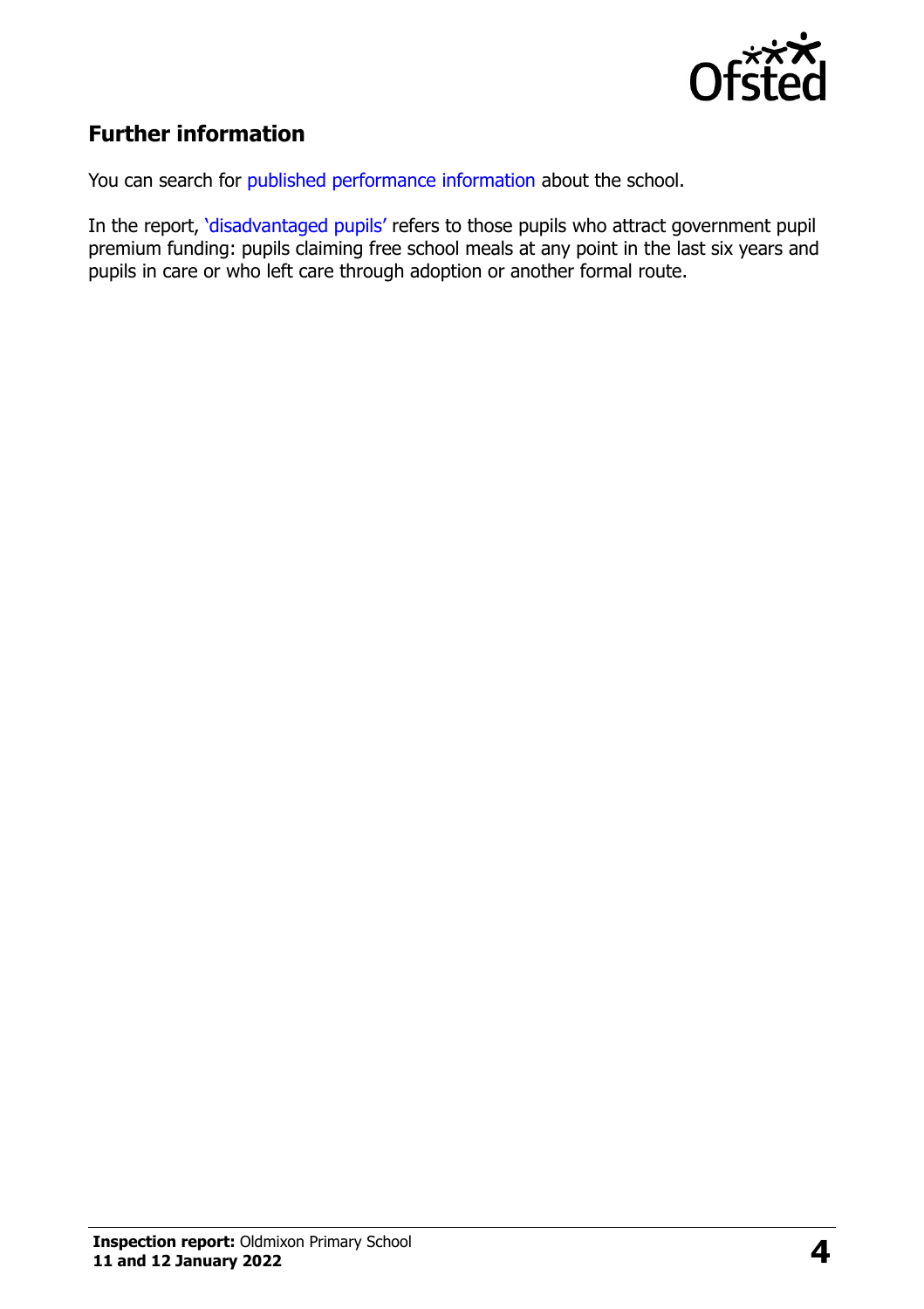## Further information

You can search for published performance information about the school.

In the report, 'disadvantaged pupils' refers to those pupils who attract government pupil premium funding: pupils claiming free school meals at any point in the last six years and pupils in care or who left care through adoption or another formal route.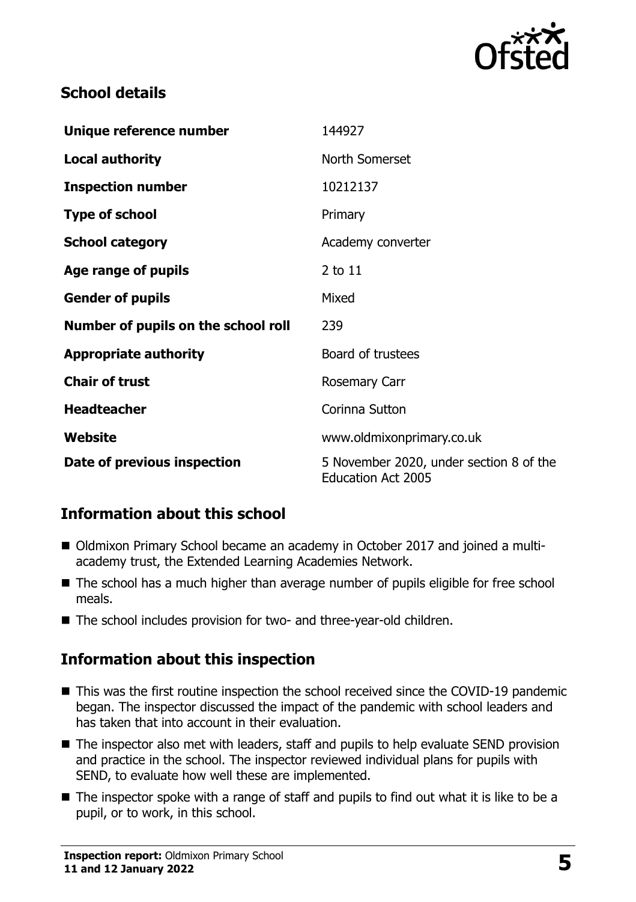## School details

| | |
|---|---|
| **Unique reference number** | 144927 |
| **Local authority** | North Somerset |
| **Inspection number** | 10212137 |
| **Type of school** | Primary |
| **School category** | Academy converter |
| **Age range of pupils** | 2 to 11 |
| **Gender of pupils** | Mixed |
| **Number of pupils on the school roll** | 239 |
| **Appropriate authority** | Board of trustees |
| **Chair of trust** | Rosemary Carr |
| **Headteacher** | Corinna Sutton |
| **Website** | www.oldmixonprimary.co.uk |
| **Date of previous inspection** | 5 November 2020, under section 8 of the Education Act 2005 |

## Information about this school

- Oldmixon Primary School became an academy in October 2017 and joined a multi-academy trust, the Extended Learning Academies Network.
- The school has a much higher than average number of pupils eligible for free school meals.
- The school includes provision for two- and three-year-old children.

## Information about this inspection

- This was the first routine inspection the school received since the COVID-19 pandemic began. The inspector discussed the impact of the pandemic with school leaders and has taken that into account in their evaluation.
- The inspector also met with leaders, staff and pupils to help evaluate SEND provision and practice in the school. The inspector reviewed individual plans for pupils with SEND, to evaluate how well these are implemented.
- The inspector spoke with a range of staff and pupils to find out what it is like to be a pupil, or to work, in this school.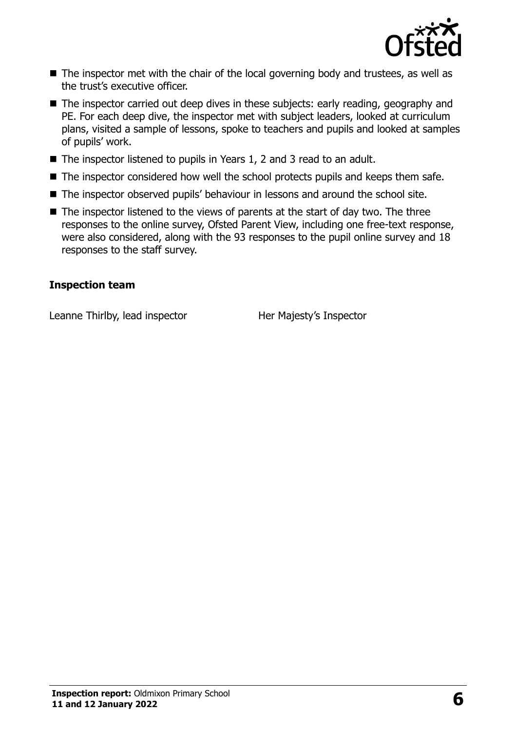- The inspector met with the chair of the local governing body and trustees, as well as the trust's executive officer.
- The inspector carried out deep dives in these subjects: early reading, geography and PE. For each deep dive, the inspector met with subject leaders, looked at curriculum plans, visited a sample of lessons, spoke to teachers and pupils and looked at samples of pupils' work.
- The inspector listened to pupils in Years 1, 2 and 3 read to an adult.
- The inspector considered how well the school protects pupils and keeps them safe.
- The inspector observed pupils' behaviour in lessons and around the school site.
- The inspector listened to the views of parents at the start of day two. The three responses to the online survey, Ofsted Parent View, including one free-text response, were also considered, along with the 93 responses to the pupil online survey and 18 responses to the staff survey.

### Inspection team

| | |
|---|---|
| Leanne Thirlby, lead inspector | Her Majesty's Inspector |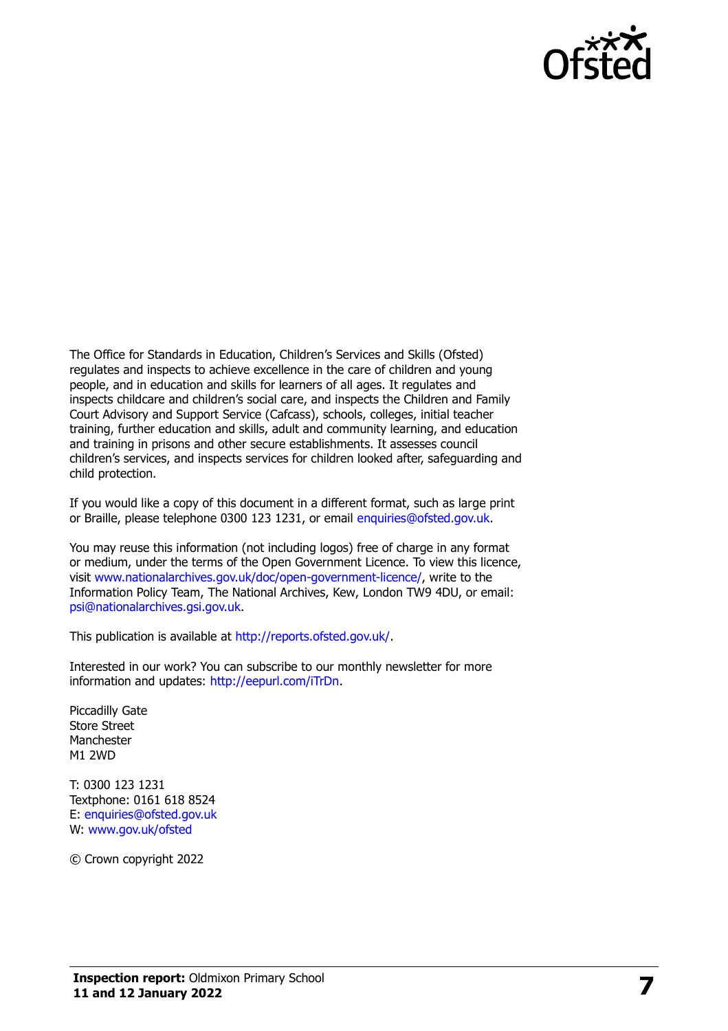The Office for Standards in Education, Children's Services and Skills (Ofsted) regulates and inspects to achieve excellence in the care of children and young people, and in education and skills for learners of all ages. It regulates and inspects childcare and children's social care, and inspects the Children and Family Court Advisory and Support Service (Cafcass), schools, colleges, initial teacher training, further education and skills, adult and community learning, and education and training in prisons and other secure establishments. It assesses council children's services, and inspects services for children looked after, safeguarding and child protection.

If you would like a copy of this document in a different format, such as large print or Braille, please telephone 0300 123 1231, or email enquiries@ofsted.gov.uk.

You may reuse this information (not including logos) free of charge in any format or medium, under the terms of the Open Government Licence. To view this licence, visit www.nationalarchives.gov.uk/doc/open-government-licence/, write to the Information Policy Team, The National Archives, Kew, London TW9 4DU, or email: psi@nationalarchives.gsi.gov.uk.

This publication is available at http://reports.ofsted.gov.uk/.

Interested in our work? You can subscribe to our monthly newsletter for more information and updates: http://eepurl.com/iTrDn.

Piccadilly Gate
Store Street
Manchester
M1 2WD

T: 0300 123 1231
Textphone: 0161 618 8524
E: enquiries@ofsted.gov.uk
W: www.gov.uk/ofsted

© Crown copyright 2022